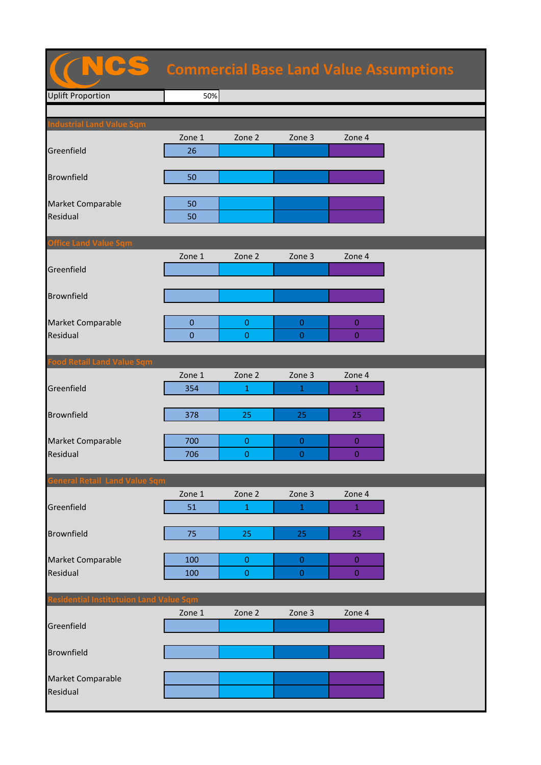# NCS Commercial Base Land Value Assumptions

| Uplift Proportion | 50% |
|---|---|

## Industrial Land Value Sqm

| | Zone 1 | Zone 2 | Zone 3 | Zone 4 |
|---|---|---|---|---|
| Greenfield | 26 | | | |
| Brownfield | 50 | | | |
| Market Comparable | 50 | | | |
| Residual | 50 | | | |

## Office Land Value Sqm

| | Zone 1 | Zone 2 | Zone 3 | Zone 4 |
|---|---|---|---|---|
| Greenfield | | | | |
| Brownfield | | | | |
| Market Comparable | 0 | 0 | 0 | 0 |
| Residual | 0 | 0 | 0 | 0 |

## Food Retail Land Value Sqm

| | Zone 1 | Zone 2 | Zone 3 | Zone 4 |
|---|---|---|---|---|
| Greenfield | 354 | 1 | 1 | 1 |
| Brownfield | 378 | 25 | 25 | 25 |
| Market Comparable | 700 | 0 | 0 | 0 |
| Residual | 706 | 0 | 0 | 0 |

## General Retail Land Value Sqm

| | Zone 1 | Zone 2 | Zone 3 | Zone 4 |
|---|---|---|---|---|
| Greenfield | 51 | 1 | 1 | 1 |
| Brownfield | 75 | 25 | 25 | 25 |
| Market Comparable | 100 | 0 | 0 | 0 |
| Residual | 100 | 0 | 0 | 0 |

## Residential Institutuion Land Value Sqm

| | Zone 1 | Zone 2 | Zone 3 | Zone 4 |
|---|---|---|---|---|
| Greenfield | | | | |
| Brownfield | | | | |
| Market Comparable | | | | |
| Residual | | | | |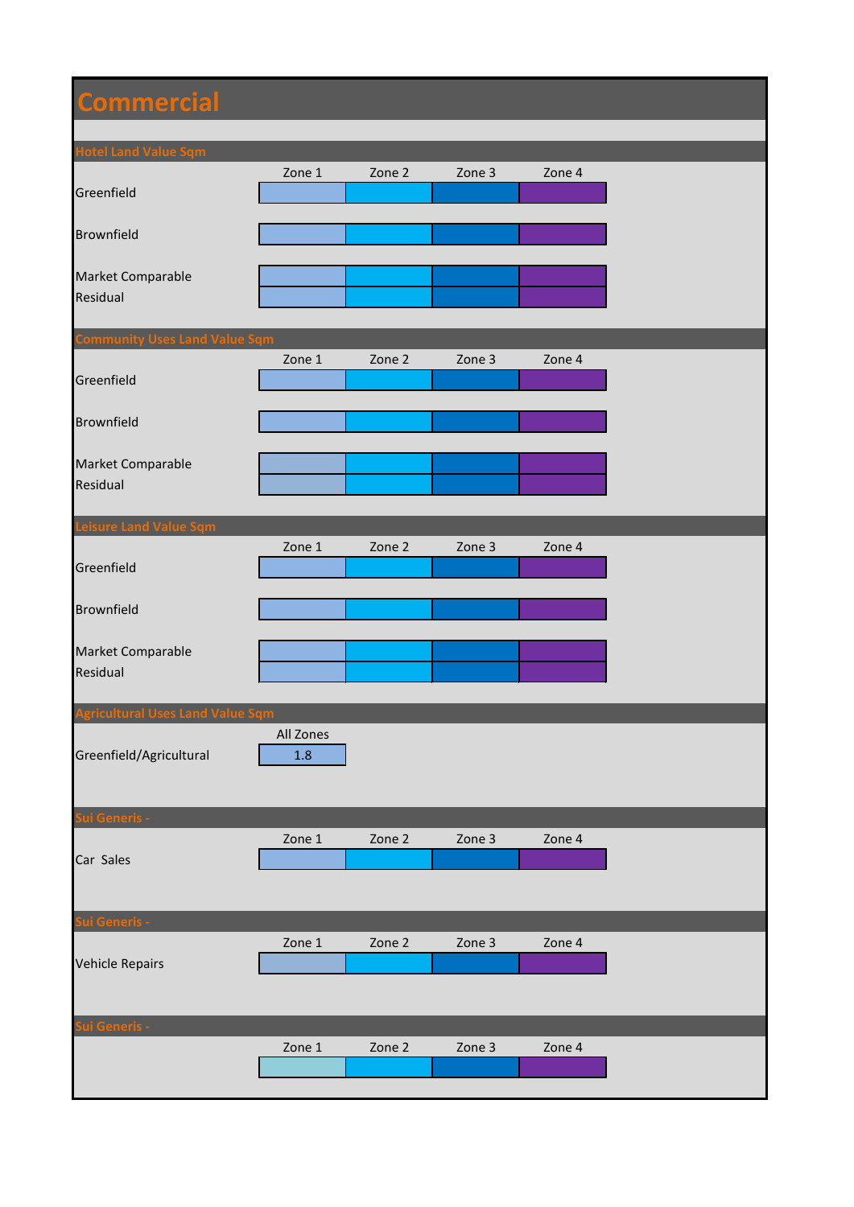# Commercial

## Hotel Land Value Sqm

| | Zone 1 | Zone 2 | Zone 3 | Zone 4 |
|---|---|---|---|---|
| Greenfield | | | | |
| Brownfield | | | | |
| Market Comparable | | | | |
| Residual | | | | |

## Community Uses Land Value Sqm

| | Zone 1 | Zone 2 | Zone 3 | Zone 4 |
|---|---|---|---|---|
| Greenfield | | | | |
| Brownfield | | | | |
| Market Comparable | | | | |
| Residual | | | | |

## Leisure Land Value Sqm

| | Zone 1 | Zone 2 | Zone 3 | Zone 4 |
|---|---|---|---|---|
| Greenfield | | | | |
| Brownfield | | | | |
| Market Comparable | | | | |
| Residual | | | | |

## Agricultural Uses Land Value Sqm

| | All Zones |
|---|---|
| Greenfield/Agricultural | 1.8 |

## Sui Generis -

| | Zone 1 | Zone 2 | Zone 3 | Zone 4 |
|---|---|---|---|---|
| Car Sales | | | | |

## Sui Generis -

| | Zone 1 | Zone 2 | Zone 3 | Zone 4 |
|---|---|---|---|---|
| Vehicle Repairs | | | | |

## Sui Generis -

| | Zone 1 | Zone 2 | Zone 3 | Zone 4 |
|---|---|---|---|---|
| | | | | |